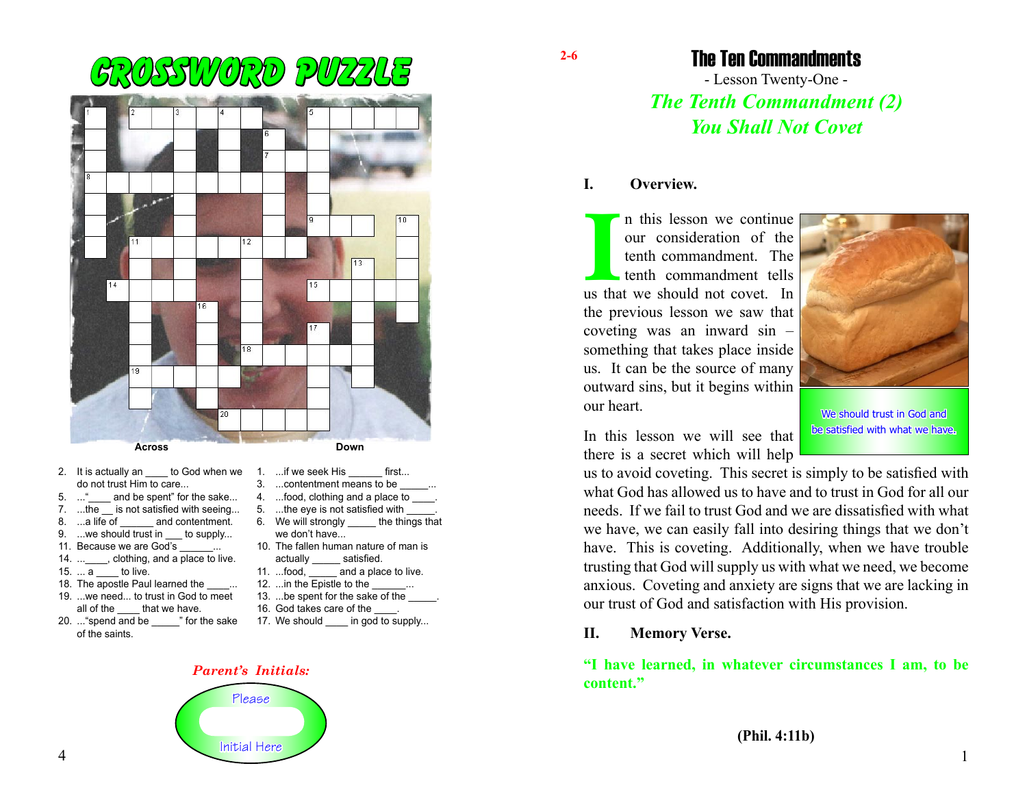# CROSSWORD PUZZLE

**Across**

2. It is actually an ____ to God when we do not trust Him to care...
5. ..."____ and be spent" for the sake...
7. ...the __ is not satisfied with seeing...
8. ...a life of ______ and contentment.
9. ...we should trust in ___ to supply...
11. Because we are God's ______...
14. ...____, clothing, and a place to live.
15. ... a ____ to live.
18. The apostle Paul learned the ____...
19. ...we need... to trust in God to meet all of the ____ that we have.
20. ..."spend and be _____" for the sake of the saints.

**Down**

1. ...if we seek His ______ first...
3. ...contentment means to be _____...
4. ...food, clothing and a place to ____.
5. ...the eye is not satisfied with _____.
6. We will strongly _____ the things that we don't have...
10. The fallen human nature of man is actually _____ satisfied.
11. ...food, _____ and a place to live.
12. ...in the Epistle to the ______...
13. ...be spent for the sake of the _____.
16. God takes care of the ____.
17. We should ____ in god to supply...

***Parent's Initials:***

Please

Initial Here

# The Ten Commandments

- Lesson Twenty-One -

## *The Tenth Commandment (2)*
## *You Shall Not Covet*

### I. Overview.

In this lesson we continue our consideration of the tenth commandment. The tenth commandment tells us that we should not covet. In the previous lesson we saw that coveting was an inward sin – something that takes place inside us. It can be the source of many outward sins, but it begins within our heart.

We should trust in God and be satisfied with what we have.

In this lesson we will see that there is a secret which will help us to avoid coveting. This secret is simply to be satisfied with what God has allowed us to have and to trust in God for all our needs. If we fail to trust God and we are dissatisfied with what we have, we can easily fall into desiring things that we don't have. This is coveting. Additionally, when we have trouble trusting that God will supply us with what we need, we become anxious. Coveting and anxiety are signs that we are lacking in our trust of God and satisfaction with His provision.

### II. Memory Verse.

**"I have learned, in whatever circumstances I am, to be content."**

**(Phil. 4:11b)**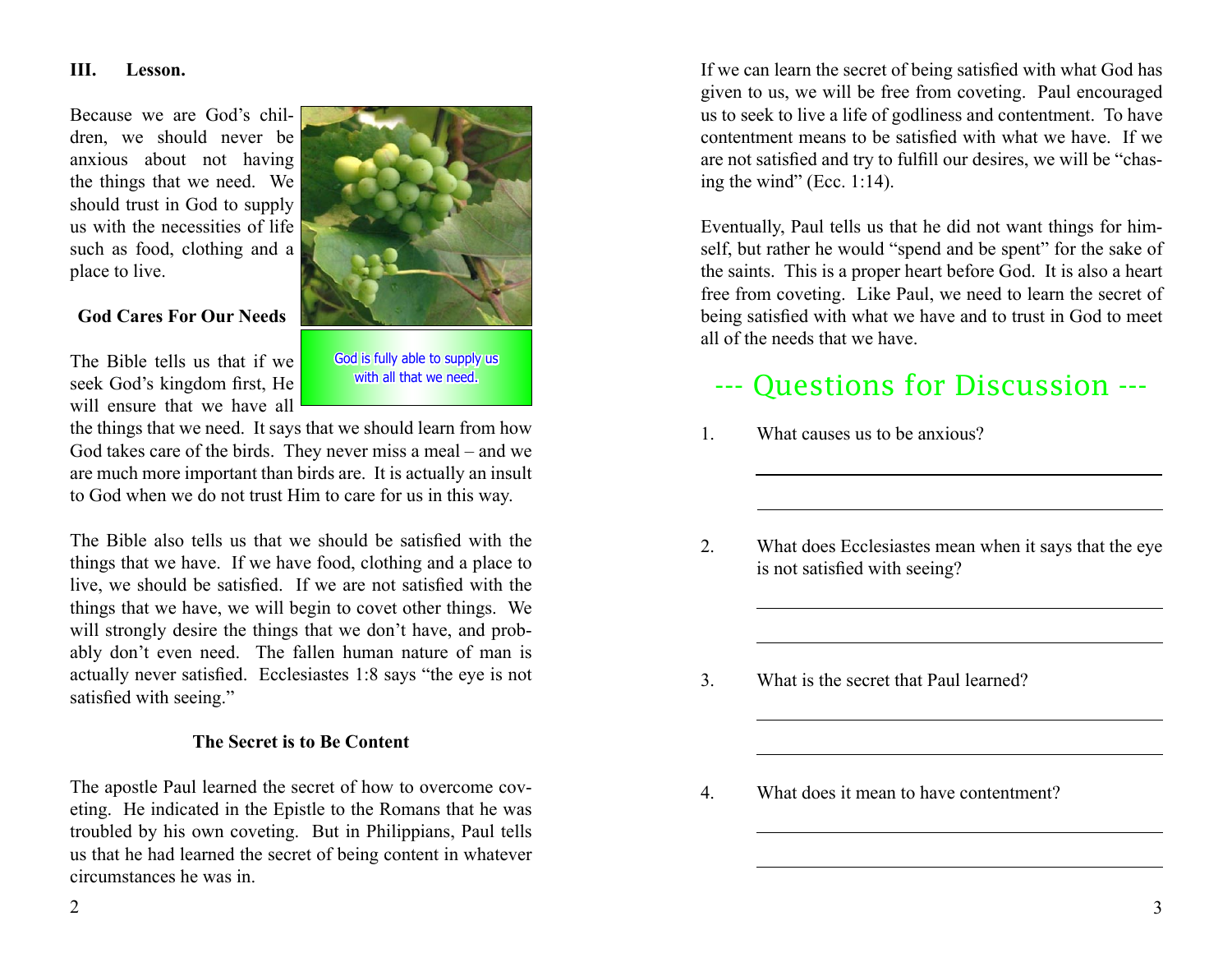## III. Lesson.

Because we are God's children, we should never be anxious about not having the things that we need. We should trust in God to supply us with the necessities of life such as food, clothing and a place to live.

God is fully able to supply us with all that we need.

### God Cares For Our Needs

The Bible tells us that if we seek God's kingdom first, He will ensure that we have all the things that we need. It says that we should learn from how God takes care of the birds. They never miss a meal – and we are much more important than birds are. It is actually an insult to God when we do not trust Him to care for us in this way.

The Bible also tells us that we should be satisfied with the things that we have. If we have food, clothing and a place to live, we should be satisfied. If we are not satisfied with the things that we have, we will begin to covet other things. We will strongly desire the things that we don't have, and probably don't even need. The fallen human nature of man is actually never satisfied. Ecclesiastes 1:8 says "the eye is not satisfied with seeing."

### The Secret is to Be Content

The apostle Paul learned the secret of how to overcome coveting. He indicated in the Epistle to the Romans that he was troubled by his own coveting. But in Philippians, Paul tells us that he had learned the secret of being content in whatever circumstances he was in.

If we can learn the secret of being satisfied with what God has given to us, we will be free from coveting. Paul encouraged us to seek to live a life of godliness and contentment. To have contentment means to be satisfied with what we have. If we are not satisfied and try to fulfill our desires, we will be "chasing the wind" (Ecc. 1:14).

Eventually, Paul tells us that he did not want things for himself, but rather he would "spend and be spent" for the sake of the saints. This is a proper heart before God. It is also a heart free from coveting. Like Paul, we need to learn the secret of being satisfied with what we have and to trust in God to meet all of the needs that we have.

## --- Questions for Discussion ---

1. What causes us to be anxious?

______________________________________________

______________________________________________

2. What does Ecclesiastes mean when it says that the eye is not satisfied with seeing?

______________________________________________

______________________________________________

3. What is the secret that Paul learned?

______________________________________________

______________________________________________

4. What does it mean to have contentment?

______________________________________________

______________________________________________